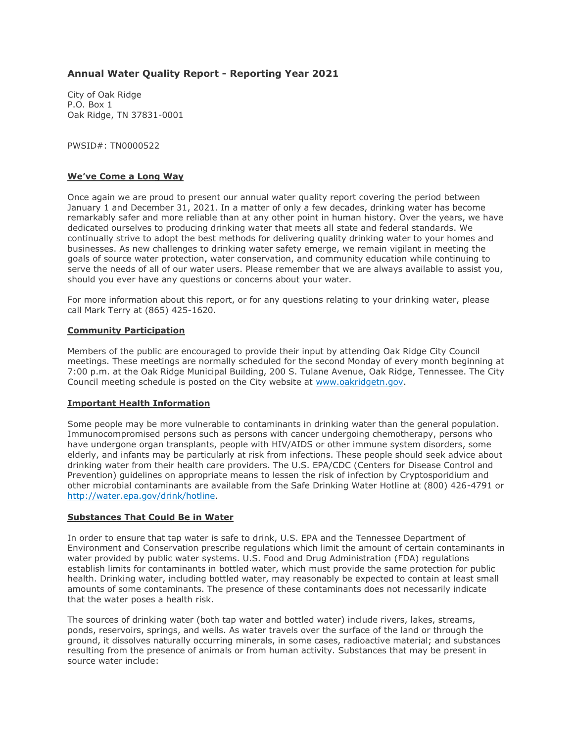# Annual Water Quality Report - Reporting Year 2021

City of Oak Ridge
P.O. Box 1
Oak Ridge, TN 37831-0001

PWSID#: TN0000522

## We've Come a Long Way

Once again we are proud to present our annual water quality report covering the period between January 1 and December 31, 2021. In a matter of only a few decades, drinking water has become remarkably safer and more reliable than at any other point in human history. Over the years, we have dedicated ourselves to producing drinking water that meets all state and federal standards. We continually strive to adopt the best methods for delivering quality drinking water to your homes and businesses. As new challenges to drinking water safety emerge, we remain vigilant in meeting the goals of source water protection, water conservation, and community education while continuing to serve the needs of all of our water users. Please remember that we are always available to assist you, should you ever have any questions or concerns about your water.

For more information about this report, or for any questions relating to your drinking water, please call Mark Terry at (865) 425-1620.

## Community Participation

Members of the public are encouraged to provide their input by attending Oak Ridge City Council meetings. These meetings are normally scheduled for the second Monday of every month beginning at 7:00 p.m. at the Oak Ridge Municipal Building, 200 S. Tulane Avenue, Oak Ridge, Tennessee. The City Council meeting schedule is posted on the City website at [www.oakridgetn.gov](www.oakridgetn.gov).

## Important Health Information

Some people may be more vulnerable to contaminants in drinking water than the general population. Immunocompromised persons such as persons with cancer undergoing chemotherapy, persons who have undergone organ transplants, people with HIV/AIDS or other immune system disorders, some elderly, and infants may be particularly at risk from infections. These people should seek advice about drinking water from their health care providers. The U.S. EPA/CDC (Centers for Disease Control and Prevention) guidelines on appropriate means to lessen the risk of infection by Cryptosporidium and other microbial contaminants are available from the Safe Drinking Water Hotline at (800) 426-4791 or [http://water.epa.gov/drink/hotline](http://water.epa.gov/drink/hotline).

## Substances That Could Be in Water

In order to ensure that tap water is safe to drink, U.S. EPA and the Tennessee Department of Environment and Conservation prescribe regulations which limit the amount of certain contaminants in water provided by public water systems. U.S. Food and Drug Administration (FDA) regulations establish limits for contaminants in bottled water, which must provide the same protection for public health. Drinking water, including bottled water, may reasonably be expected to contain at least small amounts of some contaminants. The presence of these contaminants does not necessarily indicate that the water poses a health risk.

The sources of drinking water (both tap water and bottled water) include rivers, lakes, streams, ponds, reservoirs, springs, and wells. As water travels over the surface of the land or through the ground, it dissolves naturally occurring minerals, in some cases, radioactive material; and substances resulting from the presence of animals or from human activity. Substances that may be present in source water include: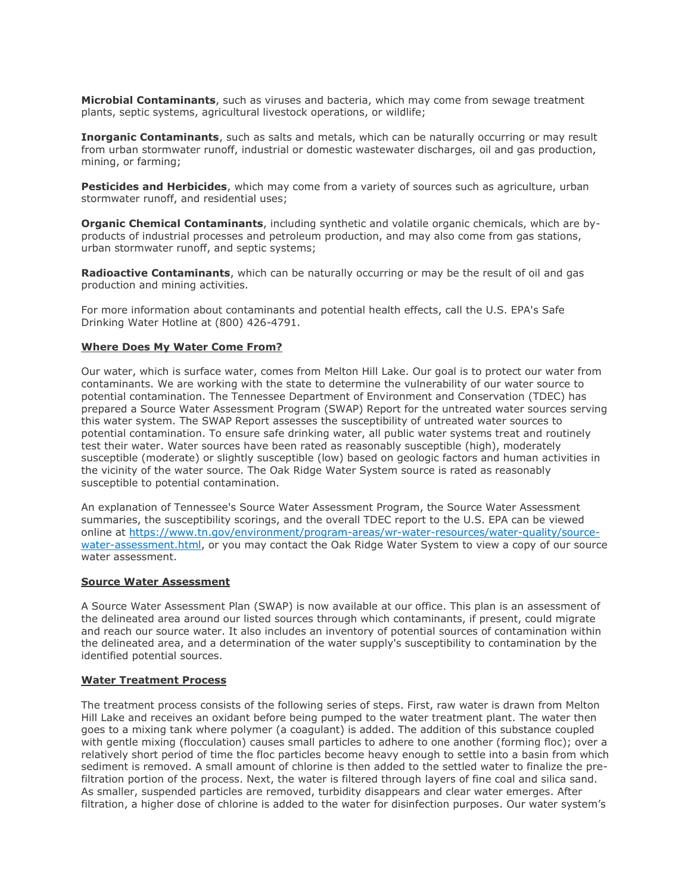**Microbial Contaminants**, such as viruses and bacteria, which may come from sewage treatment plants, septic systems, agricultural livestock operations, or wildlife;

**Inorganic Contaminants**, such as salts and metals, which can be naturally occurring or may result from urban stormwater runoff, industrial or domestic wastewater discharges, oil and gas production, mining, or farming;

**Pesticides and Herbicides**, which may come from a variety of sources such as agriculture, urban stormwater runoff, and residential uses;

**Organic Chemical Contaminants**, including synthetic and volatile organic chemicals, which are by-products of industrial processes and petroleum production, and may also come from gas stations, urban stormwater runoff, and septic systems;

**Radioactive Contaminants**, which can be naturally occurring or may be the result of oil and gas production and mining activities.

For more information about contaminants and potential health effects, call the U.S. EPA's Safe Drinking Water Hotline at (800) 426-4791.

## Where Does My Water Come From?

Our water, which is surface water, comes from Melton Hill Lake. Our goal is to protect our water from contaminants. We are working with the state to determine the vulnerability of our water source to potential contamination. The Tennessee Department of Environment and Conservation (TDEC) has prepared a Source Water Assessment Program (SWAP) Report for the untreated water sources serving this water system. The SWAP Report assesses the susceptibility of untreated water sources to potential contamination. To ensure safe drinking water, all public water systems treat and routinely test their water. Water sources have been rated as reasonably susceptible (high), moderately susceptible (moderate) or slightly susceptible (low) based on geologic factors and human activities in the vicinity of the water source. The Oak Ridge Water System source is rated as reasonably susceptible to potential contamination.

An explanation of Tennessee's Source Water Assessment Program, the Source Water Assessment summaries, the susceptibility scorings, and the overall TDEC report to the U.S. EPA can be viewed online at https://www.tn.gov/environment/program-areas/wr-water-resources/water-quality/source-water-assessment.html, or you may contact the Oak Ridge Water System to view a copy of our source water assessment.

## Source Water Assessment

A Source Water Assessment Plan (SWAP) is now available at our office. This plan is an assessment of the delineated area around our listed sources through which contaminants, if present, could migrate and reach our source water. It also includes an inventory of potential sources of contamination within the delineated area, and a determination of the water supply's susceptibility to contamination by the identified potential sources.

## Water Treatment Process

The treatment process consists of the following series of steps. First, raw water is drawn from Melton Hill Lake and receives an oxidant before being pumped to the water treatment plant. The water then goes to a mixing tank where polymer (a coagulant) is added. The addition of this substance coupled with gentle mixing (flocculation) causes small particles to adhere to one another (forming floc); over a relatively short period of time the floc particles become heavy enough to settle into a basin from which sediment is removed. A small amount of chlorine is then added to the settled water to finalize the pre-filtration portion of the process. Next, the water is filtered through layers of fine coal and silica sand. As smaller, suspended particles are removed, turbidity disappears and clear water emerges. After filtration, a higher dose of chlorine is added to the water for disinfection purposes. Our water system's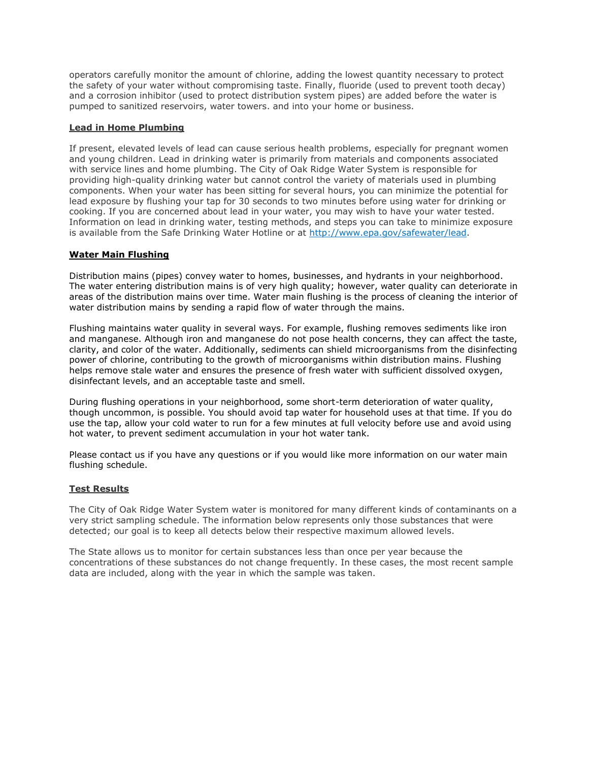operators carefully monitor the amount of chlorine, adding the lowest quantity necessary to protect the safety of your water without compromising taste. Finally, fluoride (used to prevent tooth decay) and a corrosion inhibitor (used to protect distribution system pipes) are added before the water is pumped to sanitized reservoirs, water towers. and into your home or business.

## Lead in Home Plumbing

If present, elevated levels of lead can cause serious health problems, especially for pregnant women and young children. Lead in drinking water is primarily from materials and components associated with service lines and home plumbing. The City of Oak Ridge Water System is responsible for providing high-quality drinking water but cannot control the variety of materials used in plumbing components. When your water has been sitting for several hours, you can minimize the potential for lead exposure by flushing your tap for 30 seconds to two minutes before using water for drinking or cooking. If you are concerned about lead in your water, you may wish to have your water tested. Information on lead in drinking water, testing methods, and steps you can take to minimize exposure is available from the Safe Drinking Water Hotline or at [http://www.epa.gov/safewater/lead](http://www.epa.gov/safewater/lead).

## Water Main Flushing

Distribution mains (pipes) convey water to homes, businesses, and hydrants in your neighborhood. The water entering distribution mains is of very high quality; however, water quality can deteriorate in areas of the distribution mains over time. Water main flushing is the process of cleaning the interior of water distribution mains by sending a rapid flow of water through the mains.

Flushing maintains water quality in several ways. For example, flushing removes sediments like iron and manganese. Although iron and manganese do not pose health concerns, they can affect the taste, clarity, and color of the water. Additionally, sediments can shield microorganisms from the disinfecting power of chlorine, contributing to the growth of microorganisms within distribution mains. Flushing helps remove stale water and ensures the presence of fresh water with sufficient dissolved oxygen, disinfectant levels, and an acceptable taste and smell.

During flushing operations in your neighborhood, some short-term deterioration of water quality, though uncommon, is possible. You should avoid tap water for household uses at that time. If you do use the tap, allow your cold water to run for a few minutes at full velocity before use and avoid using hot water, to prevent sediment accumulation in your hot water tank.

Please contact us if you have any questions or if you would like more information on our water main flushing schedule.

## Test Results

The City of Oak Ridge Water System water is monitored for many different kinds of contaminants on a very strict sampling schedule. The information below represents only those substances that were detected; our goal is to keep all detects below their respective maximum allowed levels.

The State allows us to monitor for certain substances less than once per year because the concentrations of these substances do not change frequently. In these cases, the most recent sample data are included, along with the year in which the sample was taken.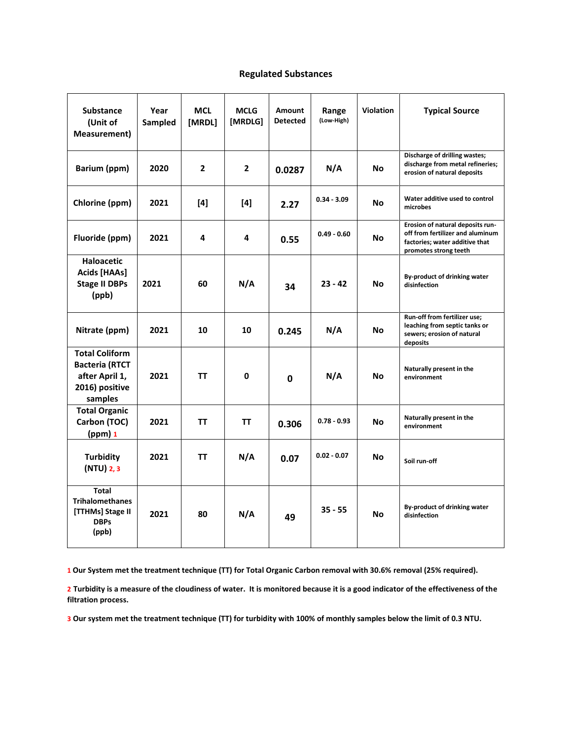## Regulated Substances

| Substance (Unit of Measurement) | Year Sampled | MCL [MRDL] | MCLG [MRDLG] | Amount Detected | Range (Low-High) | Violation | Typical Source |
|---|---|---|---|---|---|---|---|
| Barium (ppm) | 2020 | 2 | 2 | 0.0287 | N/A | No | Discharge of drilling wastes; discharge from metal refineries; erosion of natural deposits |
| Chlorine (ppm) | 2021 | [4] | [4] | 2.27 | 0.34 - 3.09 | No | Water additive used to control microbes |
| Fluoride (ppm) | 2021 | 4 | 4 | 0.55 | 0.49 - 0.60 | No | Erosion of natural deposits run-off from fertilizer and aluminum factories; water additive that promotes strong teeth |
| Haloacetic Acids [HAAs] Stage II DBPs (ppb) | 2021 | 60 | N/A | 34 | 23 - 42 | No | By-product of drinking water disinfection |
| Nitrate (ppm) | 2021 | 10 | 10 | 0.245 | N/A | No | Run-off from fertilizer use; leaching from septic tanks or sewers; erosion of natural deposits |
| Total Coliform Bacteria (RTCT after April 1, 2016) positive samples | 2021 | TT | 0 | 0 | N/A | No | Naturally present in the environment |
| Total Organic Carbon (TOC) (ppm) 1 | 2021 | TT | TT | 0.306 | 0.78 - 0.93 | No | Naturally present in the environment |
| Turbidity (NTU) 2, 3 | 2021 | TT | N/A | 0.07 | 0.02 - 0.07 | No | Soil run-off |
| Total Trihalomethanes [TTHMs] Stage II DBPs (ppb) | 2021 | 80 | N/A | 49 | 35 - 55 | No | By-product of drinking water disinfection |

1 Our System met the treatment technique (TT) for Total Organic Carbon removal with 30.6% removal (25% required).

2 Turbidity is a measure of the cloudiness of water. It is monitored because it is a good indicator of the effectiveness of the filtration process.

3 Our system met the treatment technique (TT) for turbidity with 100% of monthly samples below the limit of 0.3 NTU.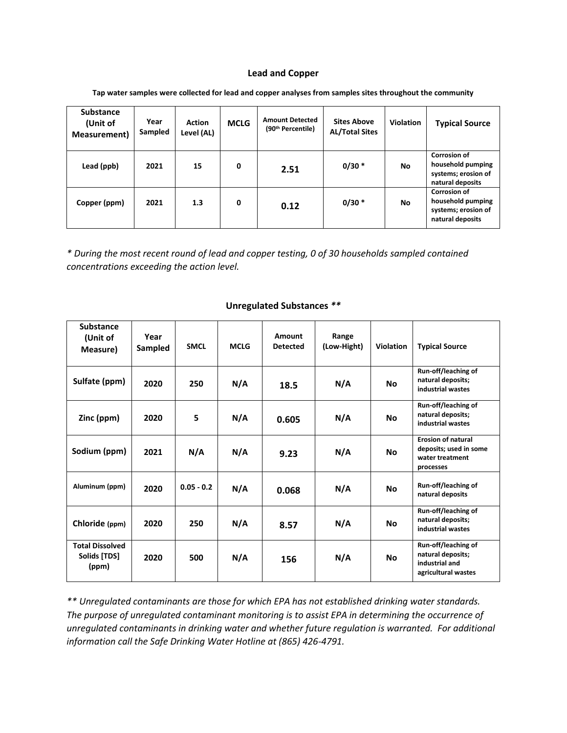## Lead and Copper

**Tap water samples were collected for lead and copper analyses from samples sites throughout the community**

| Substance (Unit of Measurement) | Year Sampled | Action Level (AL) | MCLG | Amount Detected (90th Percentile) | Sites Above AL/Total Sites | Violation | Typical Source |
|---|---|---|---|---|---|---|---|
| Lead (ppb) | 2021 | 15 | 0 | 2.51 | 0/30 * | No | Corrosion of household pumping systems; erosion of natural deposits |
| Copper (ppm) | 2021 | 1.3 | 0 | 0.12 | 0/30 * | No | Corrosion of household pumping systems; erosion of natural deposits |

*\* During the most recent round of lead and copper testing, 0 of 30 households sampled contained concentrations exceeding the action level.*

## Unregulated Substances **

| Substance (Unit of Measure) | Year Sampled | SMCL | MCLG | Amount Detected | Range (Low-Hight) | Violation | Typical Source |
|---|---|---|---|---|---|---|---|
| Sulfate (ppm) | 2020 | 250 | N/A | 18.5 | N/A | No | Run-off/leaching of natural deposits; industrial wastes |
| Zinc (ppm) | 2020 | 5 | N/A | 0.605 | N/A | No | Run-off/leaching of natural deposits; industrial wastes |
| Sodium (ppm) | 2021 | N/A | N/A | 9.23 | N/A | No | Erosion of natural deposits; used in some water treatment processes |
| Aluminum (ppm) | 2020 | 0.05 - 0.2 | N/A | 0.068 | N/A | No | Run-off/leaching of natural deposits |
| Chloride (ppm) | 2020 | 250 | N/A | 8.57 | N/A | No | Run-off/leaching of natural deposits; industrial wastes |
| Total Dissolved Solids [TDS] (ppm) | 2020 | 500 | N/A | 156 | N/A | No | Run-off/leaching of natural deposits; industrial and agricultural wastes |

*\*\* Unregulated contaminants are those for which EPA has not established drinking water standards. The purpose of unregulated contaminant monitoring is to assist EPA in determining the occurrence of unregulated contaminants in drinking water and whether future regulation is warranted. For additional information call the Safe Drinking Water Hotline at (865) 426-4791.*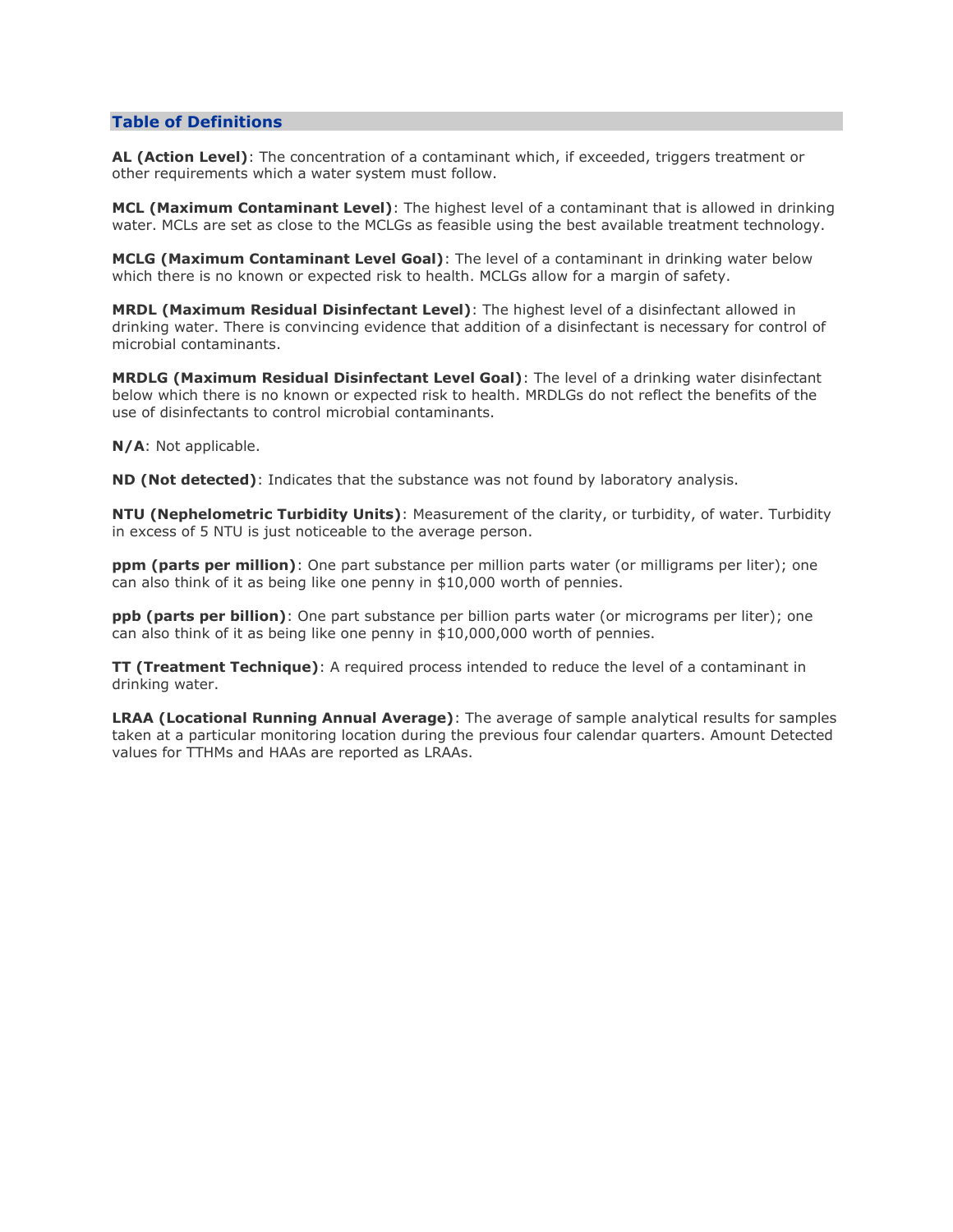## Table of Definitions

**AL (Action Level)**: The concentration of a contaminant which, if exceeded, triggers treatment or other requirements which a water system must follow.

**MCL (Maximum Contaminant Level)**: The highest level of a contaminant that is allowed in drinking water. MCLs are set as close to the MCLGs as feasible using the best available treatment technology.

**MCLG (Maximum Contaminant Level Goal)**: The level of a contaminant in drinking water below which there is no known or expected risk to health. MCLGs allow for a margin of safety.

**MRDL (Maximum Residual Disinfectant Level)**: The highest level of a disinfectant allowed in drinking water. There is convincing evidence that addition of a disinfectant is necessary for control of microbial contaminants.

**MRDLG (Maximum Residual Disinfectant Level Goal)**: The level of a drinking water disinfectant below which there is no known or expected risk to health. MRDLGs do not reflect the benefits of the use of disinfectants to control microbial contaminants.

**N/A**: Not applicable.

**ND (Not detected)**: Indicates that the substance was not found by laboratory analysis.

**NTU (Nephelometric Turbidity Units)**: Measurement of the clarity, or turbidity, of water. Turbidity in excess of 5 NTU is just noticeable to the average person.

**ppm (parts per million)**: One part substance per million parts water (or milligrams per liter); one can also think of it as being like one penny in $10,000 worth of pennies.

**ppb (parts per billion)**: One part substance per billion parts water (or micrograms per liter); one can also think of it as being like one penny in $10,000,000 worth of pennies.

**TT (Treatment Technique)**: A required process intended to reduce the level of a contaminant in drinking water.

**LRAA (Locational Running Annual Average)**: The average of sample analytical results for samples taken at a particular monitoring location during the previous four calendar quarters. Amount Detected values for TTHMs and HAAs are reported as LRAAs.